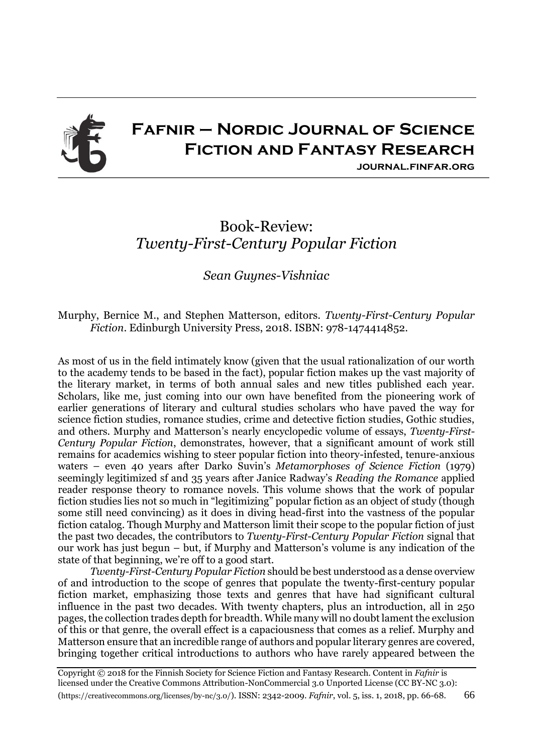# Fafnir – Nordic Journal of Science Fiction and Fantasy Research

journal.finfar.org

## Book-Review: *Twenty-First-Century Popular Fiction*

*Sean Guynes-Vishniac*

Murphy, Bernice M., and Stephen Matterson, editors. *Twenty-First-Century Popular Fiction*. Edinburgh University Press, 2018. ISBN: 978-1474414852.

As most of us in the field intimately know (given that the usual rationalization of our worth to the academy tends to be based in the fact), popular fiction makes up the vast majority of the literary market, in terms of both annual sales and new titles published each year. Scholars, like me, just coming into our own have benefited from the pioneering work of earlier generations of literary and cultural studies scholars who have paved the way for science fiction studies, romance studies, crime and detective fiction studies, Gothic studies, and others. Murphy and Matterson's nearly encyclopedic volume of essays, *Twenty-First-Century Popular Fiction*, demonstrates, however, that a significant amount of work still remains for academics wishing to steer popular fiction into theory-infested, tenure-anxious waters – even 40 years after Darko Suvin's *Metamorphoses of Science Fiction* (1979) seemingly legitimized sf and 35 years after Janice Radway's *Reading the Romance* applied reader response theory to romance novels. This volume shows that the work of popular fiction studies lies not so much in "legitimizing" popular fiction as an object of study (though some still need convincing) as it does in diving head-first into the vastness of the popular fiction catalog. Though Murphy and Matterson limit their scope to the popular fiction of just the past two decades, the contributors to *Twenty-First-Century Popular Fiction* signal that our work has just begun – but, if Murphy and Matterson's volume is any indication of the state of that beginning, we're off to a good start.

*Twenty-First-Century Popular Fiction* should be best understood as a dense overview of and introduction to the scope of genres that populate the twenty-first-century popular fiction market, emphasizing those texts and genres that have had significant cultural influence in the past two decades. With twenty chapters, plus an introduction, all in 250 pages, the collection trades depth for breadth. While many will no doubt lament the exclusion of this or that genre, the overall effect is a capaciousness that comes as a relief. Murphy and Matterson ensure that an incredible range of authors and popular literary genres are covered, bringing together critical introductions to authors who have rarely appeared between the

Copyright © 2018 for the Finnish Society for Science Fiction and Fantasy Research. Content in *Fafnir* is licensed under the Creative Commons Attribution-NonCommercial 3.0 Unported License (CC BY-NC 3.0): (https://creativecommons.org/licenses/by-nc/3.0/). ISSN: 2342-2009.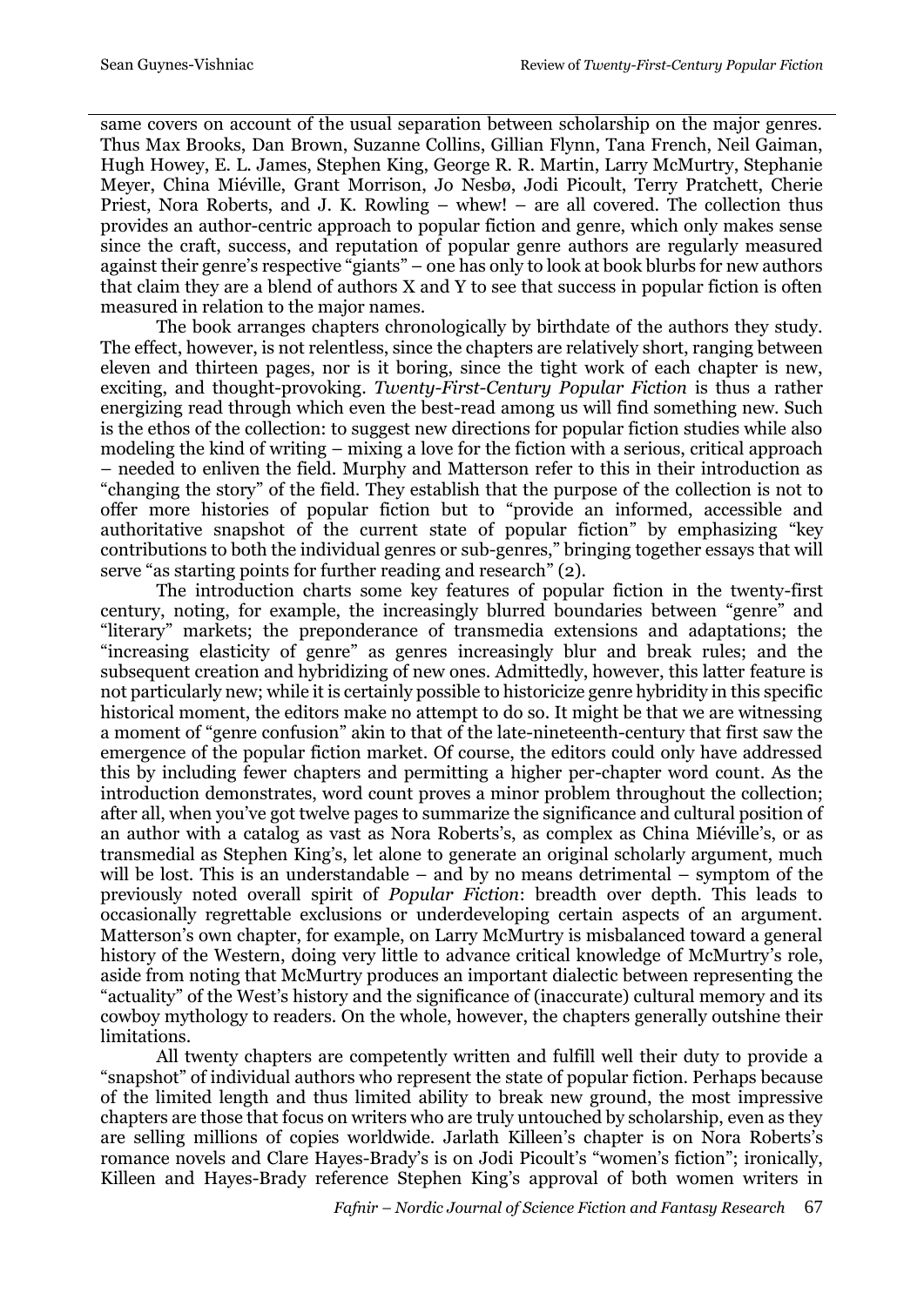same covers on account of the usual separation between scholarship on the major genres. Thus Max Brooks, Dan Brown, Suzanne Collins, Gillian Flynn, Tana French, Neil Gaiman, Hugh Howey, E. L. James, Stephen King, George R. R. Martin, Larry McMurtry, Stephanie Meyer, China Miéville, Grant Morrison, Jo Nesbø, Jodi Picoult, Terry Pratchett, Cherie Priest, Nora Roberts, and J. K. Rowling – whew! – are all covered. The collection thus provides an author-centric approach to popular fiction and genre, which only makes sense since the craft, success, and reputation of popular genre authors are regularly measured against their genre's respective "giants" – one has only to look at book blurbs for new authors that claim they are a blend of authors X and Y to see that success in popular fiction is often measured in relation to the major names.

The book arranges chapters chronologically by birthdate of the authors they study. The effect, however, is not relentless, since the chapters are relatively short, ranging between eleven and thirteen pages, nor is it boring, since the tight work of each chapter is new, exciting, and thought-provoking. *Twenty-First-Century Popular Fiction* is thus a rather energizing read through which even the best-read among us will find something new. Such is the ethos of the collection: to suggest new directions for popular fiction studies while also modeling the kind of writing – mixing a love for the fiction with a serious, critical approach – needed to enliven the field. Murphy and Matterson refer to this in their introduction as "changing the story" of the field. They establish that the purpose of the collection is not to offer more histories of popular fiction but to "provide an informed, accessible and authoritative snapshot of the current state of popular fiction" by emphasizing "key contributions to both the individual genres or sub-genres," bringing together essays that will serve "as starting points for further reading and research" (2).

The introduction charts some key features of popular fiction in the twenty-first century, noting, for example, the increasingly blurred boundaries between "genre" and "literary" markets; the preponderance of transmedia extensions and adaptations; the "increasing elasticity of genre" as genres increasingly blur and break rules; and the subsequent creation and hybridizing of new ones. Admittedly, however, this latter feature is not particularly new; while it is certainly possible to historicize genre hybridity in this specific historical moment, the editors make no attempt to do so. It might be that we are witnessing a moment of "genre confusion" akin to that of the late-nineteenth-century that first saw the emergence of the popular fiction market. Of course, the editors could only have addressed this by including fewer chapters and permitting a higher per-chapter word count. As the introduction demonstrates, word count proves a minor problem throughout the collection; after all, when you've got twelve pages to summarize the significance and cultural position of an author with a catalog as vast as Nora Roberts's, as complex as China Miéville's, or as transmedial as Stephen King's, let alone to generate an original scholarly argument, much will be lost. This is an understandable – and by no means detrimental – symptom of the previously noted overall spirit of *Popular Fiction*: breadth over depth. This leads to occasionally regrettable exclusions or underdeveloping certain aspects of an argument. Matterson's own chapter, for example, on Larry McMurtry is misbalanced toward a general history of the Western, doing very little to advance critical knowledge of McMurtry's role, aside from noting that McMurtry produces an important dialectic between representing the "actuality" of the West's history and the significance of (inaccurate) cultural memory and its cowboy mythology to readers. On the whole, however, the chapters generally outshine their limitations.

All twenty chapters are competently written and fulfill well their duty to provide a "snapshot" of individual authors who represent the state of popular fiction. Perhaps because of the limited length and thus limited ability to break new ground, the most impressive chapters are those that focus on writers who are truly untouched by scholarship, even as they are selling millions of copies worldwide. Jarlath Killeen's chapter is on Nora Roberts's romance novels and Clare Hayes-Brady's is on Jodi Picoult's "women's fiction"; ironically, Killeen and Hayes-Brady reference Stephen King's approval of both women writers in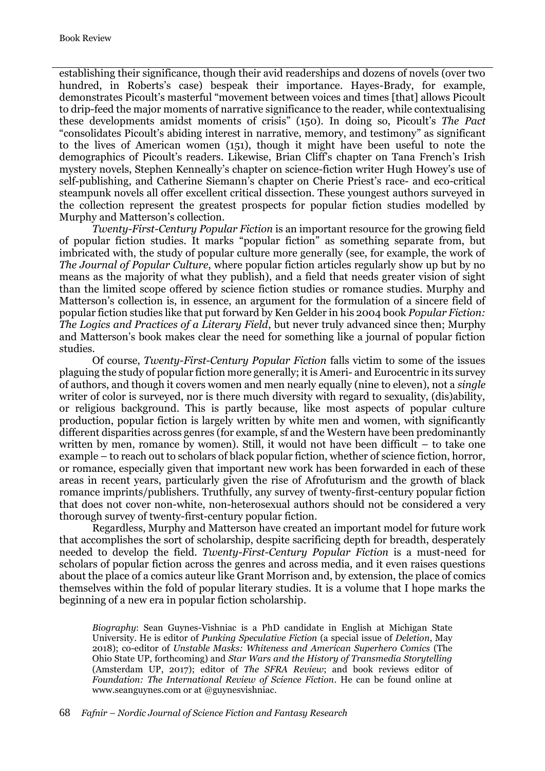establishing their significance, though their avid readerships and dozens of novels (over two hundred, in Roberts's case) bespeak their importance. Hayes-Brady, for example, demonstrates Picoult's masterful "movement between voices and times [that] allows Picoult to drip-feed the major moments of narrative significance to the reader, while contextualising these developments amidst moments of crisis" (150). In doing so, Picoult's *The Pact* "consolidates Picoult's abiding interest in narrative, memory, and testimony" as significant to the lives of American women (151), though it might have been useful to note the demographics of Picoult's readers. Likewise, Brian Cliff's chapter on Tana French's Irish mystery novels, Stephen Kenneally's chapter on science-fiction writer Hugh Howey's use of self-publishing, and Catherine Siemann's chapter on Cherie Priest's race- and eco-critical steampunk novels all offer excellent critical dissection. These youngest authors surveyed in the collection represent the greatest prospects for popular fiction studies modelled by Murphy and Matterson's collection.

*Twenty-First-Century Popular Fiction* is an important resource for the growing field of popular fiction studies. It marks "popular fiction" as something separate from, but imbricated with, the study of popular culture more generally (see, for example, the work of *The Journal of Popular Culture*, where popular fiction articles regularly show up but by no means as the majority of what they publish), and a field that needs greater vision of sight than the limited scope offered by science fiction studies or romance studies. Murphy and Matterson's collection is, in essence, an argument for the formulation of a sincere field of popular fiction studies like that put forward by Ken Gelder in his 2004 book *Popular Fiction: The Logics and Practices of a Literary Field*, but never truly advanced since then; Murphy and Matterson's book makes clear the need for something like a journal of popular fiction studies.

Of course, *Twenty-First-Century Popular Fiction* falls victim to some of the issues plaguing the study of popular fiction more generally; it is Ameri- and Eurocentric in its survey of authors, and though it covers women and men nearly equally (nine to eleven), not a *single* writer of color is surveyed, nor is there much diversity with regard to sexuality, (dis)ability, or religious background. This is partly because, like most aspects of popular culture production, popular fiction is largely written by white men and women, with significantly different disparities across genres (for example, sf and the Western have been predominantly written by men, romance by women). Still, it would not have been difficult – to take one example – to reach out to scholars of black popular fiction, whether of science fiction, horror, or romance, especially given that important new work has been forwarded in each of these areas in recent years, particularly given the rise of Afrofuturism and the growth of black romance imprints/publishers. Truthfully, any survey of twenty-first-century popular fiction that does not cover non-white, non-heterosexual authors should not be considered a very thorough survey of twenty-first-century popular fiction.

Regardless, Murphy and Matterson have created an important model for future work that accomplishes the sort of scholarship, despite sacrificing depth for breadth, desperately needed to develop the field. *Twenty-First-Century Popular Fiction* is a must-need for scholars of popular fiction across the genres and across media, and it even raises questions about the place of a comics auteur like Grant Morrison and, by extension, the place of comics themselves within the fold of popular literary studies. It is a volume that I hope marks the beginning of a new era in popular fiction scholarship.

*Biography*: Sean Guynes-Vishniac is a PhD candidate in English at Michigan State University. He is editor of *Punking Speculative Fiction* (a special issue of *Deletion*, May 2018); co-editor of *Unstable Masks: Whiteness and American Superhero Comics* (The Ohio State UP, forthcoming) and *Star Wars and the History of Transmedia Storytelling* (Amsterdam UP, 2017); editor of *The SFRA Review*; and book reviews editor of *Foundation: The International Review of Science Fiction*. He can be found online at www.seanguynes.com or at @guynesvishniac.